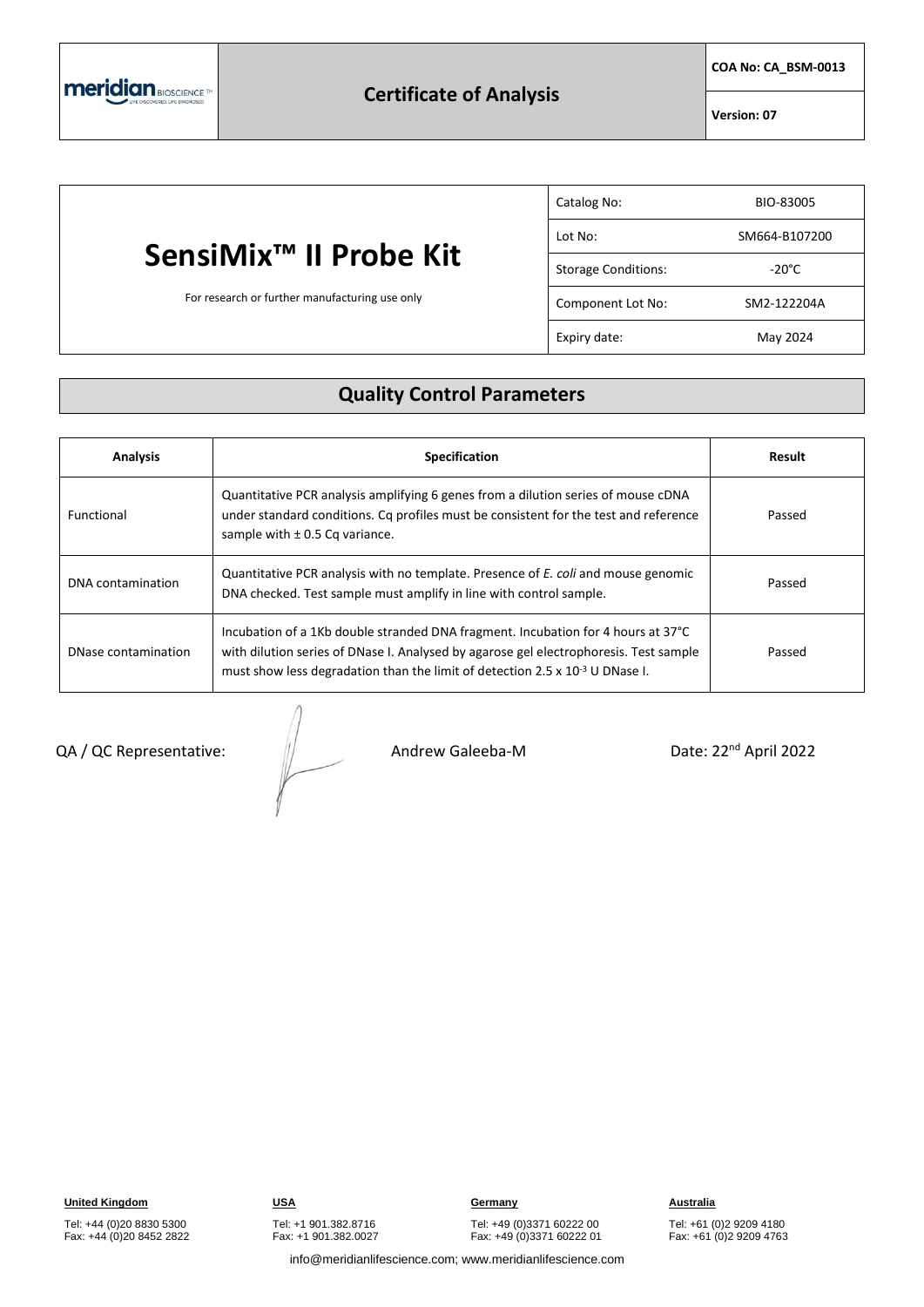| meridian BIOSCIENCE | Certificate of Analysis | COA No: CA_BSM-0013 |
|---|---|---|
| | | Version: 07 |

# SensiMix™ II Probe Kit

For research or further manufacturing use only

| | |
|---|---|
| Catalog No: | BIO-83005 |
| Lot No: | SM664-B107200 |
| Storage Conditions: | -20°C |
| Component Lot No: | SM2-122204A |
| Expiry date: | May 2024 |

## Quality Control Parameters

| Analysis | Specification | Result |
|---|---|---|
| Functional | Quantitative PCR analysis amplifying 6 genes from a dilution series of mouse cDNA under standard conditions. Cq profiles must be consistent for the test and reference sample with ± 0.5 Cq variance. | Passed |
| DNA contamination | Quantitative PCR analysis with no template. Presence of *E. coli* and mouse genomic DNA checked. Test sample must amplify in line with control sample. | Passed |
| DNase contamination | Incubation of a 1Kb double stranded DNA fragment. Incubation for 4 hours at 37°C with dilution series of DNase I. Analysed by agarose gel electrophoresis. Test sample must show less degradation than the limit of detection $2.5 \times 10^{-3}$ U DNase I. | Passed |

QA / QC Representative: Andrew Galeeba-M    Date: 22nd April 2022

**United Kingdom**
Tel: +44 (0)20 8830 5300
Fax: +44 (0)20 8452 2822

**USA**
Tel: +1 901.382.8716
Fax: +1 901.382.0027

**Germany**
Tel: +49 (0)3371 60222 00
Fax: +49 (0)3371 60222 01

**Australia**
Tel: +61 (0)2 9209 4180
Fax: +61 (0)2 9209 4763

info@meridianlifescience.com; www.meridianlifescience.com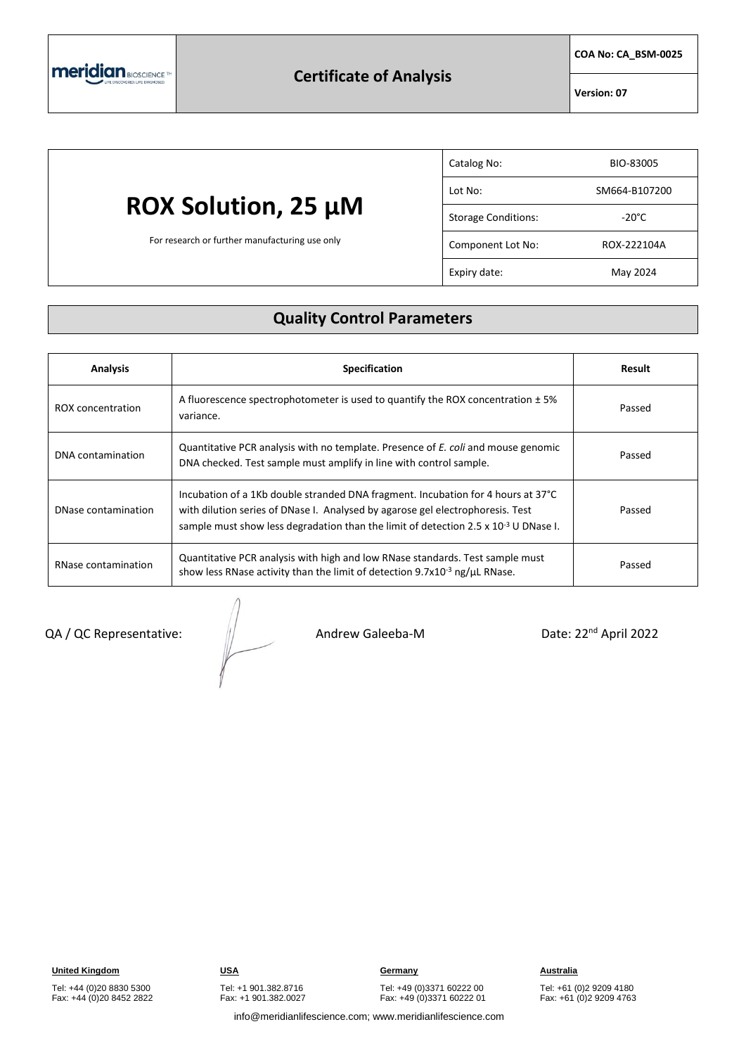**Certificate of Analysis**

**COA No: CA_BSM-0025**

**Version: 07**

# ROX Solution, 25 µM

For research or further manufacturing use only

| | |
|---|---|
| Catalog No: | BIO-83005 |
| Lot No: | SM664-B107200 |
| Storage Conditions: | -20°C |
| Component Lot No: | ROX-222104A |
| Expiry date: | May 2024 |

## Quality Control Parameters

| Analysis | Specification | Result |
|---|---|---|
| ROX concentration | A fluorescence spectrophotometer is used to quantify the ROX concentration ± 5% variance. | Passed |
| DNA contamination | Quantitative PCR analysis with no template. Presence of *E. coli* and mouse genomic DNA checked. Test sample must amplify in line with control sample. | Passed |
| DNase contamination | Incubation of a 1Kb double stranded DNA fragment. Incubation for 4 hours at 37°C with dilution series of DNase I. Analysed by agarose gel electrophoresis. Test sample must show less degradation than the limit of detection $2.5 \times 10^{-3}$ U DNase I. | Passed |
| RNase contamination | Quantitative PCR analysis with high and low RNase standards. Test sample must show less RNase activity than the limit of detection $9.7 \times 10^{-3}$ ng/µL RNase. | Passed |

QA / QC Representative: Andrew Galeeba-M     Date: 22nd April 2022

**United Kingdom**
Tel: +44 (0)20 8830 5300
Fax: +44 (0)20 8452 2822

**USA**
Tel: +1 901.382.8716
Fax: +1 901.382.0027

**Germany**
Tel: +49 (0)3371 60222 00
Fax: +49 (0)3371 60222 01

**Australia**
Tel: +61 (0)2 9209 4180
Fax: +61 (0)2 9209 4763

info@meridianlifescience.com; www.meridianlifescience.com